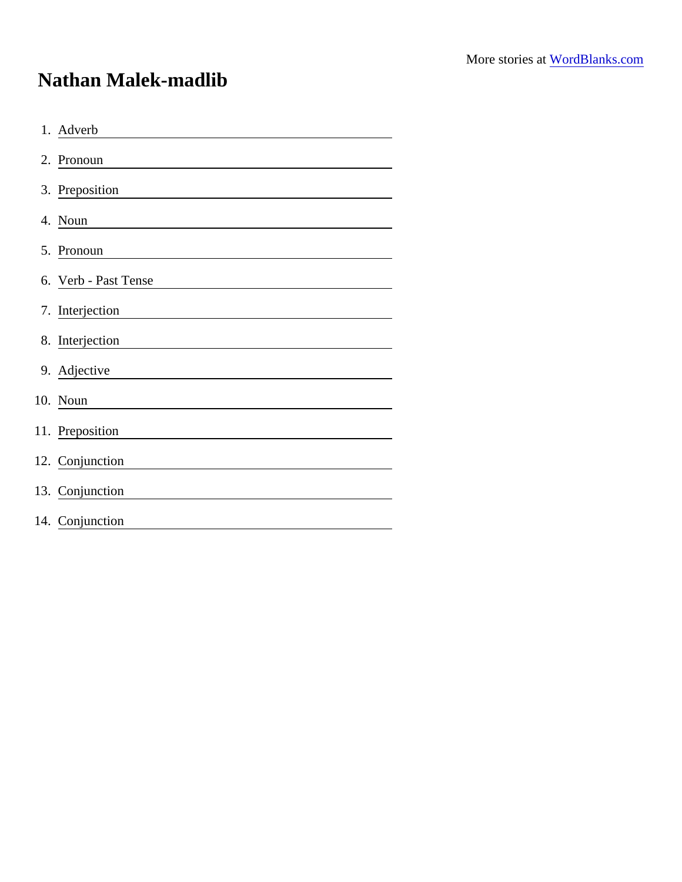More stories at WordBlanks.com

# Nathan Malek-madlib

1. Adverb \_\_\_\_\_\_\_\_\_\_\_\_\_\_\_\_\_\_\_\_
2. Pronoun \_\_\_\_\_\_\_\_\_\_\_\_\_\_\_\_\_\_\_\_
3. Preposition \_\_\_\_\_\_\_\_\_\_\_\_\_\_\_\_\_\_\_\_
4. Noun \_\_\_\_\_\_\_\_\_\_\_\_\_\_\_\_\_\_\_\_
5. Pronoun \_\_\_\_\_\_\_\_\_\_\_\_\_\_\_\_\_\_\_\_
6. Verb - Past Tense \_\_\_\_\_\_\_\_\_\_\_\_\_\_\_\_\_\_\_\_
7. Interjection \_\_\_\_\_\_\_\_\_\_\_\_\_\_\_\_\_\_\_\_
8. Interjection \_\_\_\_\_\_\_\_\_\_\_\_\_\_\_\_\_\_\_\_
9. Adjective \_\_\_\_\_\_\_\_\_\_\_\_\_\_\_\_\_\_\_\_
10. Noun \_\_\_\_\_\_\_\_\_\_\_\_\_\_\_\_\_\_\_\_
11. Preposition \_\_\_\_\_\_\_\_\_\_\_\_\_\_\_\_\_\_\_\_
12. Conjunction \_\_\_\_\_\_\_\_\_\_\_\_\_\_\_\_\_\_\_\_
13. Conjunction \_\_\_\_\_\_\_\_\_\_\_\_\_\_\_\_\_\_\_\_
14. Conjunction \_\_\_\_\_\_\_\_\_\_\_\_\_\_\_\_\_\_\_\_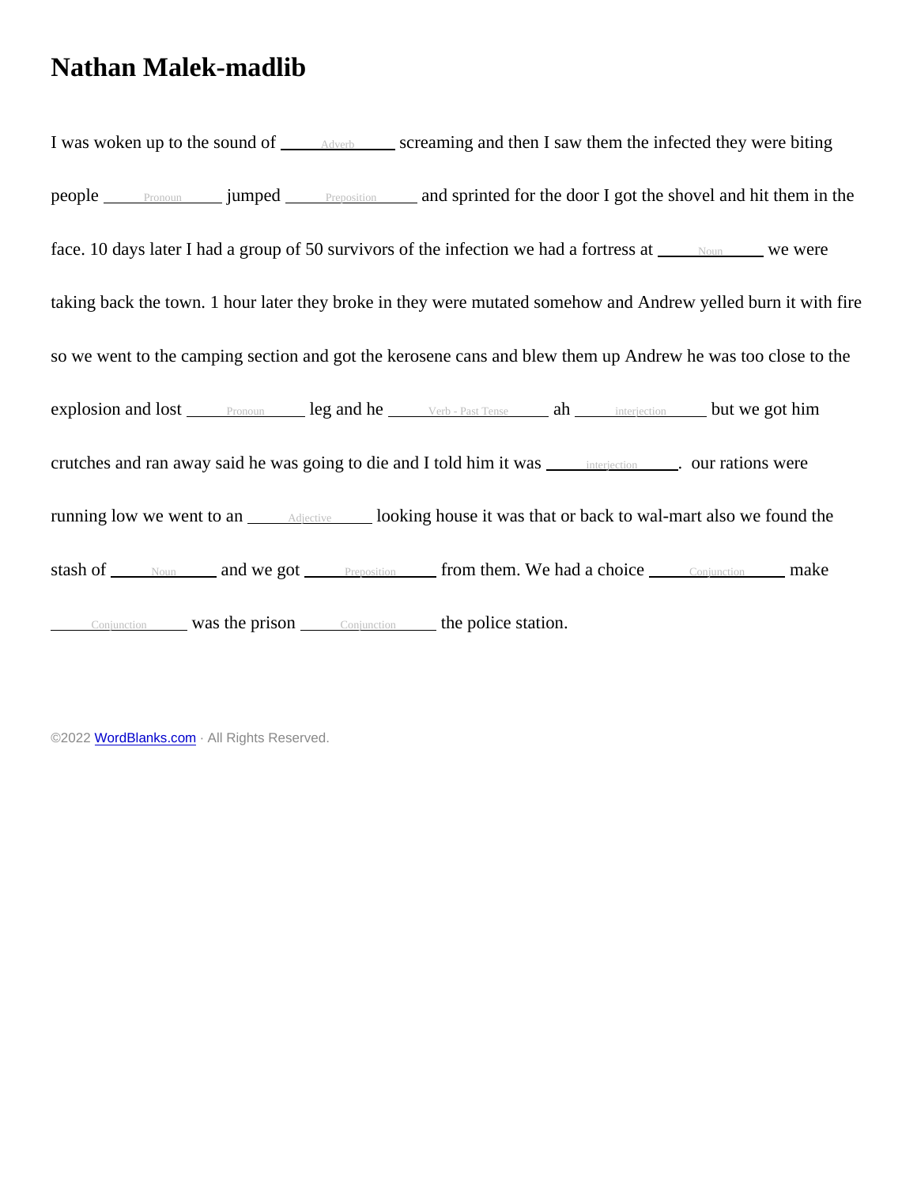# Nathan Malek-madlib

I was woken up to the sound of ______Adverb______ screaming and then I saw them the infected they were biting people ______Pronoun______ jumped ______Preposition______ and sprinted for the door I got the shovel and hit them in the face. 10 days later I had a group of 50 survivors of the infection we had a fortress at ______Noun______ we were taking back the town. 1 hour later they broke in they were mutated somehow and Andrew yelled burn it with fire so we went to the camping section and got the kerosene cans and blew them up Andrew he was too close to the explosion and lost ______Pronoun______ leg and he ______Verb - Past Tense______ ah ______interjection______ but we got him crutches and ran away said he was going to die and I told him it was ______interjection______. our rations were running low we went to an ______Adjective______ looking house it was that or back to wal-mart also we found the stash of ______Noun______ and we got ______Preposition______ from them. We had a choice ______Conjunction______ make ______Conjunction______ was the prison ______Conjunction______ the police station.

©2022 WordBlanks.com · All Rights Reserved.